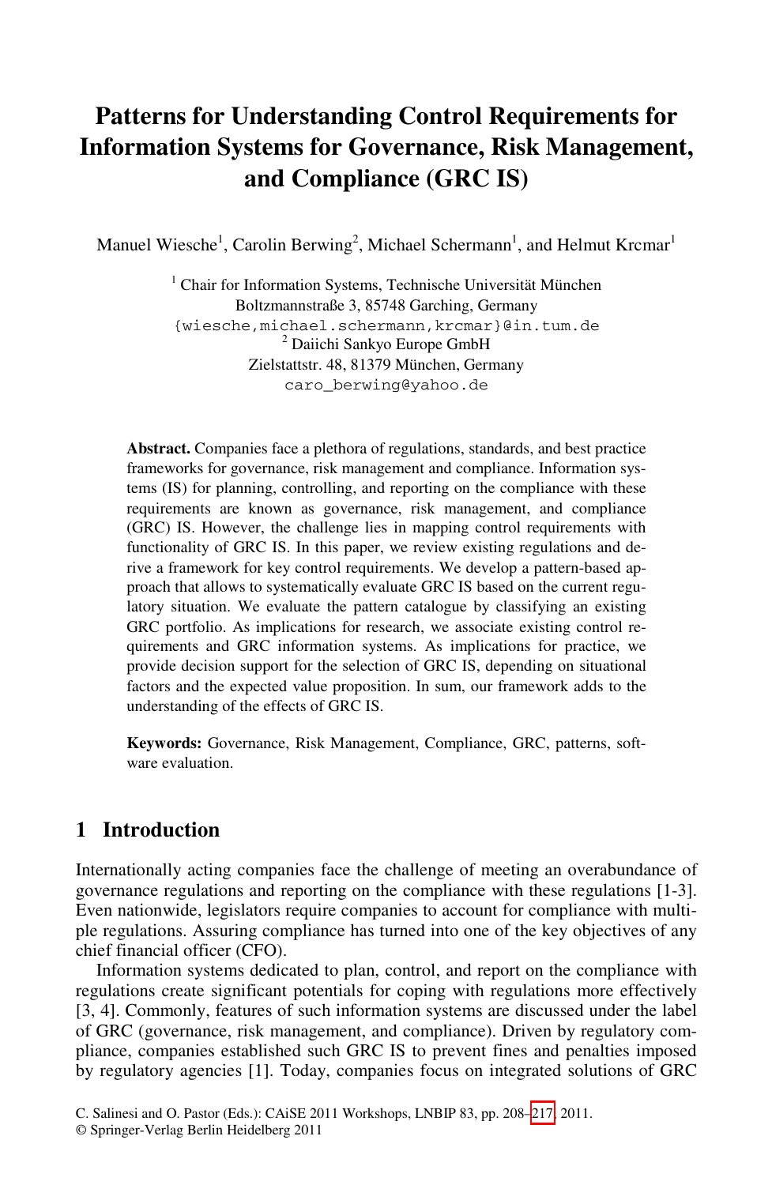# Patterns for Understanding Control Requirements for Information Systems for Governance, Risk Management, and Compliance (GRC IS)

Manuel Wiesche[1], Carolin Berwing[2], Michael Schermann[1], and Helmut Krcmar[1]

[1] Chair for Information Systems, Technische Universität München
Boltzmannstraße 3, 85748 Garching, Germany
{wiesche,michael.schermann,krcmar}@in.tum.de

[2] Daiichi Sankyo Europe GmbH
Zielstattstr. 48, 81379 München, Germany
caro_berwing@yahoo.de

**Abstract.** Companies face a plethora of regulations, standards, and best practice frameworks for governance, risk management and compliance. Information systems (IS) for planning, controlling, and reporting on the compliance with these requirements are known as governance, risk management, and compliance (GRC) IS. However, the challenge lies in mapping control requirements with functionality of GRC IS. In this paper, we review existing regulations and derive a framework for key control requirements. We develop a pattern-based approach that allows to systematically evaluate GRC IS based on the current regulatory situation. We evaluate the pattern catalogue by classifying an existing GRC portfolio. As implications for research, we associate existing control requirements and GRC information systems. As implications for practice, we provide decision support for the selection of GRC IS, depending on situational factors and the expected value proposition. In sum, our framework adds to the understanding of the effects of GRC IS.

**Keywords:** Governance, Risk Management, Compliance, GRC, patterns, software evaluation.

## 1 Introduction

Internationally acting companies face the challenge of meeting an overabundance of governance regulations and reporting on the compliance with these regulations [1-3]. Even nationwide, legislators require companies to account for compliance with multiple regulations. Assuring compliance has turned into one of the key objectives of any chief financial officer (CFO).

Information systems dedicated to plan, control, and report on the compliance with regulations create significant potentials for coping with regulations more effectively [3, 4]. Commonly, features of such information systems are discussed under the label of GRC (governance, risk management, and compliance). Driven by regulatory compliance, companies established such GRC IS to prevent fines and penalties imposed by regulatory agencies [1]. Today, companies focus on integrated solutions of GRC

C. Salinesi and O. Pastor (Eds.): CAiSE 2011 Workshops, LNBIP 83, pp. 208–217, 2011.
© Springer-Verlag Berlin Heidelberg 2011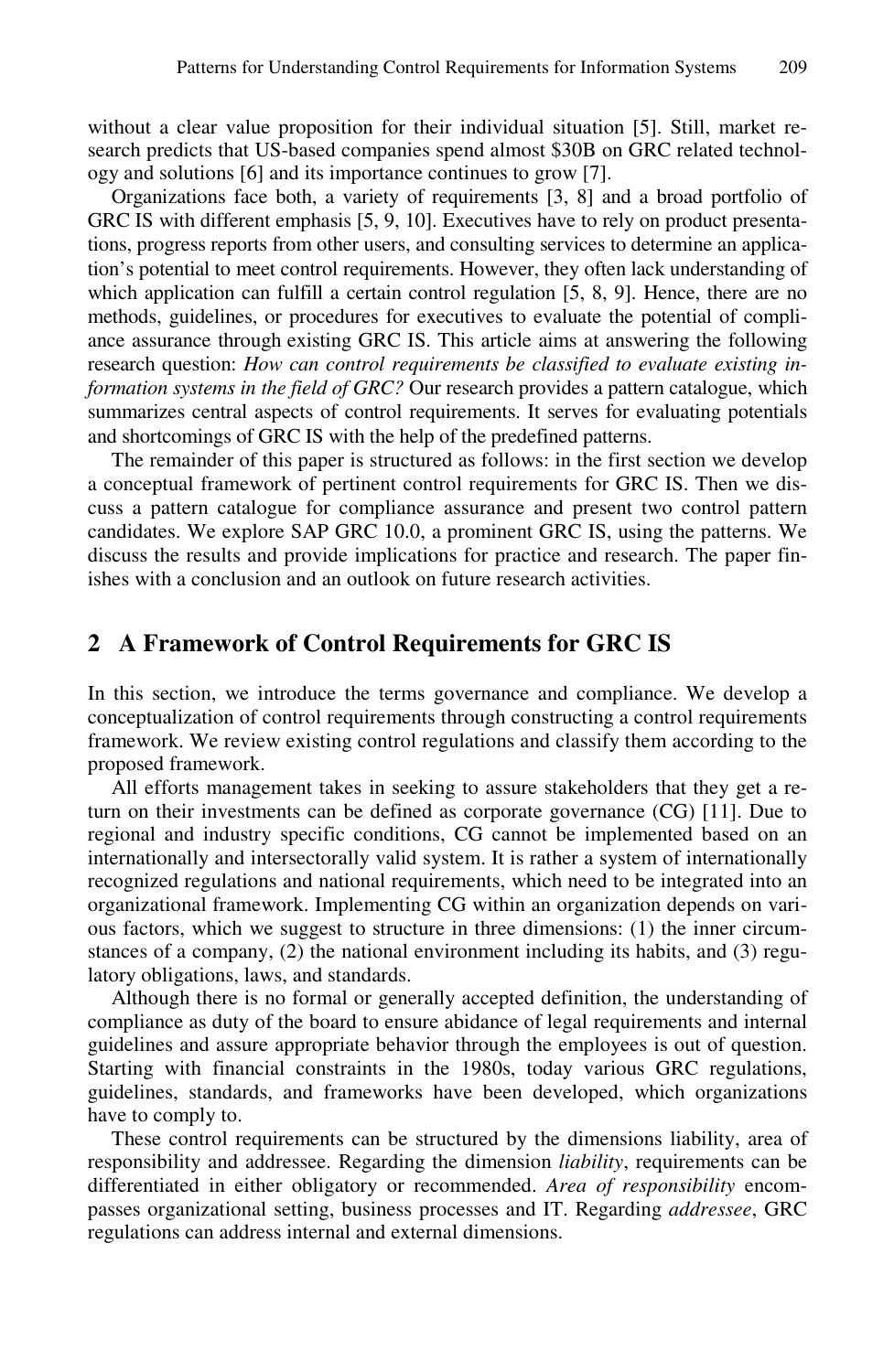without a clear value proposition for their individual situation [5]. Still, market research predicts that US-based companies spend almost $30B on GRC related technology and solutions [6] and its importance continues to grow [7].

Organizations face both, a variety of requirements [3, 8] and a broad portfolio of GRC IS with different emphasis [5, 9, 10]. Executives have to rely on product presentations, progress reports from other users, and consulting services to determine an application's potential to meet control requirements. However, they often lack understanding of which application can fulfill a certain control regulation [5, 8, 9]. Hence, there are no methods, guidelines, or procedures for executives to evaluate the potential of compliance assurance through existing GRC IS. This article aims at answering the following research question: *How can control requirements be classified to evaluate existing information systems in the field of GRC?* Our research provides a pattern catalogue, which summarizes central aspects of control requirements. It serves for evaluating potentials and shortcomings of GRC IS with the help of the predefined patterns.

The remainder of this paper is structured as follows: in the first section we develop a conceptual framework of pertinent control requirements for GRC IS. Then we discuss a pattern catalogue for compliance assurance and present two control pattern candidates. We explore SAP GRC 10.0, a prominent GRC IS, using the patterns. We discuss the results and provide implications for practice and research. The paper finishes with a conclusion and an outlook on future research activities.

## 2 A Framework of Control Requirements for GRC IS

In this section, we introduce the terms governance and compliance. We develop a conceptualization of control requirements through constructing a control requirements framework. We review existing control regulations and classify them according to the proposed framework.

All efforts management takes in seeking to assure stakeholders that they get a return on their investments can be defined as corporate governance (CG) [11]. Due to regional and industry specific conditions, CG cannot be implemented based on an internationally and intersectorally valid system. It is rather a system of internationally recognized regulations and national requirements, which need to be integrated into an organizational framework. Implementing CG within an organization depends on various factors, which we suggest to structure in three dimensions: (1) the inner circumstances of a company, (2) the national environment including its habits, and (3) regulatory obligations, laws, and standards.

Although there is no formal or generally accepted definition, the understanding of compliance as duty of the board to ensure abidance of legal requirements and internal guidelines and assure appropriate behavior through the employees is out of question. Starting with financial constraints in the 1980s, today various GRC regulations, guidelines, standards, and frameworks have been developed, which organizations have to comply to.

These control requirements can be structured by the dimensions liability, area of responsibility and addressee. Regarding the dimension *liability*, requirements can be differentiated in either obligatory or recommended. *Area of responsibility* encompasses organizational setting, business processes and IT. Regarding *addressee*, GRC regulations can address internal and external dimensions.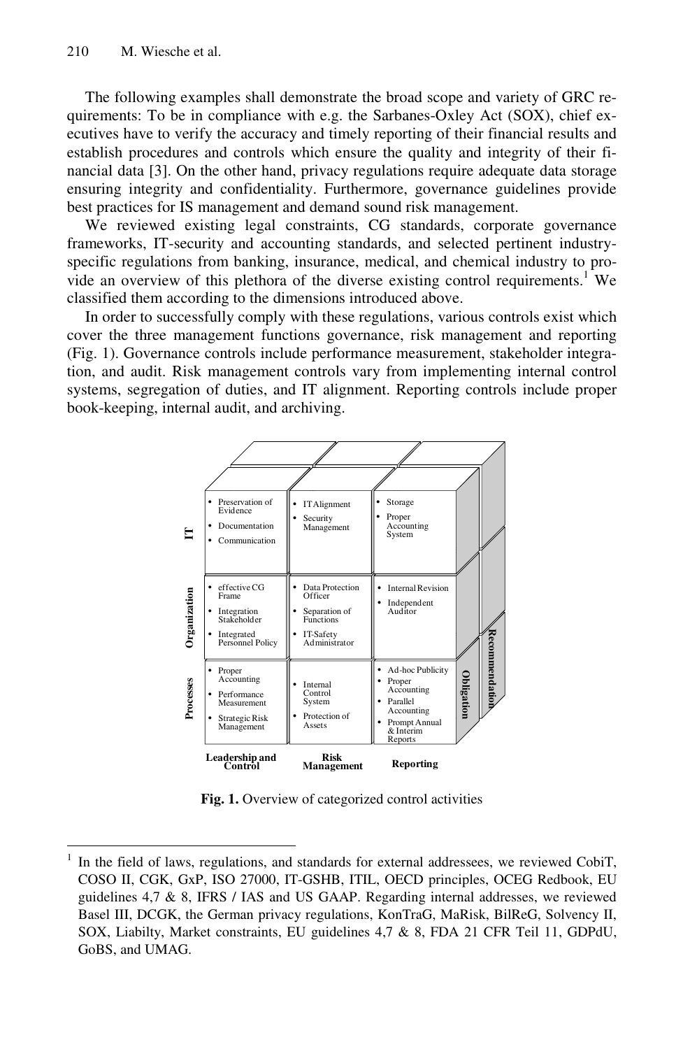The following examples shall demonstrate the broad scope and variety of GRC requirements: To be in compliance with e.g. the Sarbanes-Oxley Act (SOX), chief executives have to verify the accuracy and timely reporting of their financial results and establish procedures and controls which ensure the quality and integrity of their financial data [3]. On the other hand, privacy regulations require adequate data storage ensuring integrity and confidentiality. Furthermore, governance guidelines provide best practices for IS management and demand sound risk management.

We reviewed existing legal constraints, CG standards, corporate governance frameworks, IT-security and accounting standards, and selected pertinent industry-specific regulations from banking, insurance, medical, and chemical industry to provide an overview of this plethora of the diverse existing control requirements.[1] We classified them according to the dimensions introduced above.

In order to successfully comply with these regulations, various controls exist which cover the three management functions governance, risk management and reporting (Fig. 1). Governance controls include performance measurement, stakeholder integration, and audit. Risk management controls vary from implementing internal control systems, segregation of duties, and IT alignment. Reporting controls include proper book-keeping, internal audit, and archiving.

| | Leadership and Control | Risk Management | Reporting |
|---|---|---|---|
| **IT** | • Preservation of Evidence<br>• Documentation<br>• Communication | • IT Alignment<br>• Security Management | • Storage<br>• Proper Accounting System |
| **Organization** | • effective CG Frame<br>• Integration Stakeholder<br>• Integrated Personnel Policy | • Data Protection Officer<br>• Separation of Functions<br>• IT-Safety Administrator | • Internal Revision<br>• Independent Auditor |
| **Processes** | • Proper Accounting<br>• Performance Measurement<br>• Strategic Risk Management | • Internal Control System<br>• Protection of Assets | • Ad-hoc Publicity<br>• Proper Accounting<br>• Parallel Accounting<br>• Prompt Annual & Interim Reports |

Depth dimension: Obligation, Recommendation

**Fig. 1.** Overview of categorized control activities

---

[1] In the field of laws, regulations, and standards for external addressees, we reviewed CobiT, COSO II, CGK, GxP, ISO 27000, IT-GSHB, ITIL, OECD principles, OCEG Redbook, EU guidelines 4,7 & 8, IFRS / IAS and US GAAP. Regarding internal addresses, we reviewed Basel III, DCGK, the German privacy regulations, KonTraG, MaRisk, BilReG, Solvency II, SOX, Liabilty, Market constraints, EU guidelines 4,7 & 8, FDA 21 CFR Teil 11, GDPdU, GoBS, and UMAG.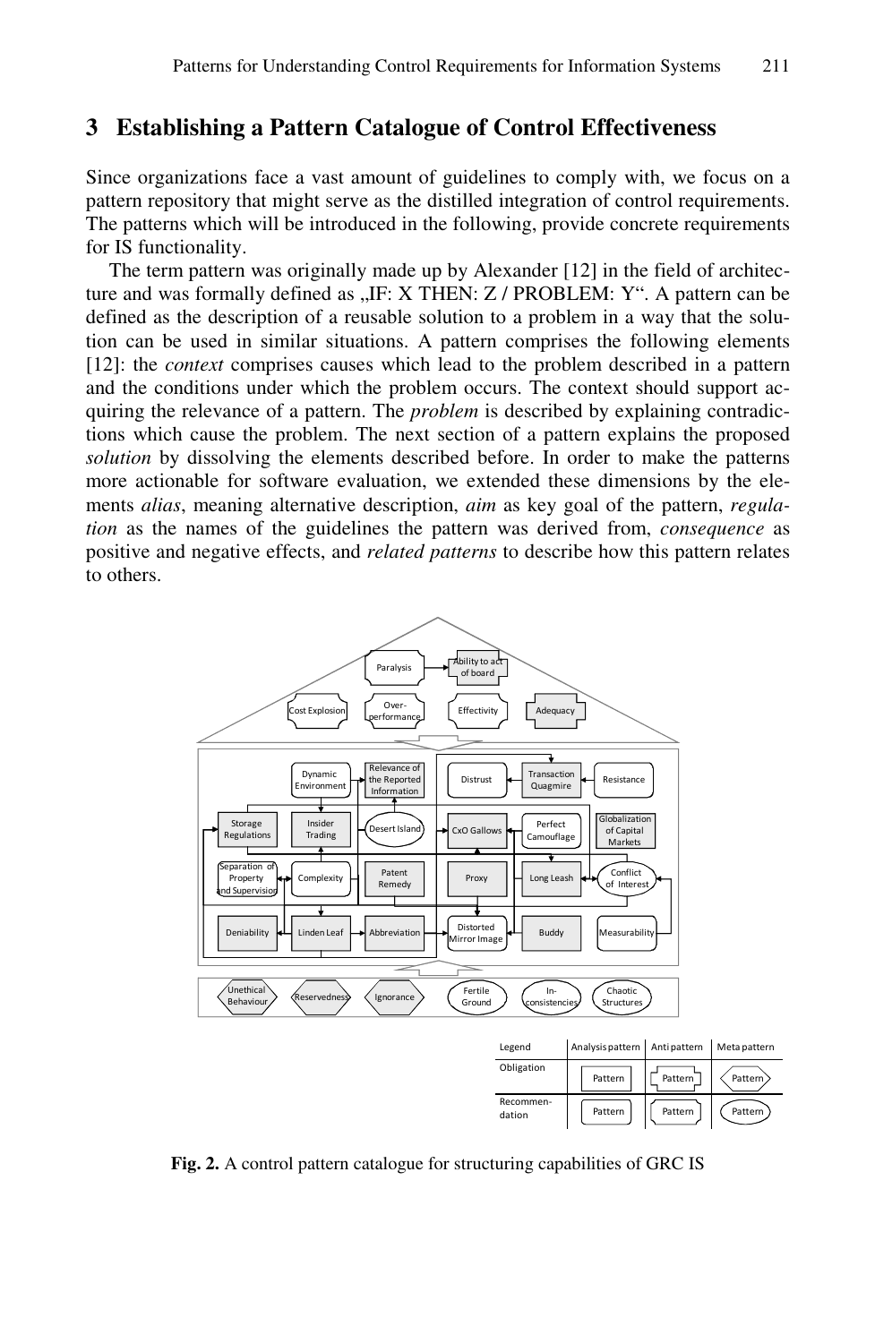## 3 Establishing a Pattern Catalogue of Control Effectiveness

Since organizations face a vast amount of guidelines to comply with, we focus on a pattern repository that might serve as the distilled integration of control requirements. The patterns which will be introduced in the following, provide concrete requirements for IS functionality.

The term pattern was originally made up by Alexander [12] in the field of architecture and was formally defined as „IF: X THEN: Z / PROBLEM: Y". A pattern can be defined as the description of a reusable solution to a problem in a way that the solution can be used in similar situations. A pattern comprises the following elements [12]: the *context* comprises causes which lead to the problem described in a pattern and the conditions under which the problem occurs. The context should support acquiring the relevance of a pattern. The *problem* is described by explaining contradictions which cause the problem. The next section of a pattern explains the proposed *solution* by dissolving the elements described before. In order to make the patterns more actionable for software evaluation, we extended these dimensions by the elements *alias*, meaning alternative description, *aim* as key goal of the pattern, *regulation* as the names of the guidelines the pattern was derived from, *consequence* as positive and negative effects, and *related patterns* to describe how this pattern relates to others.

**Fig. 2.** A control pattern catalogue for structuring capabilities of GRC IS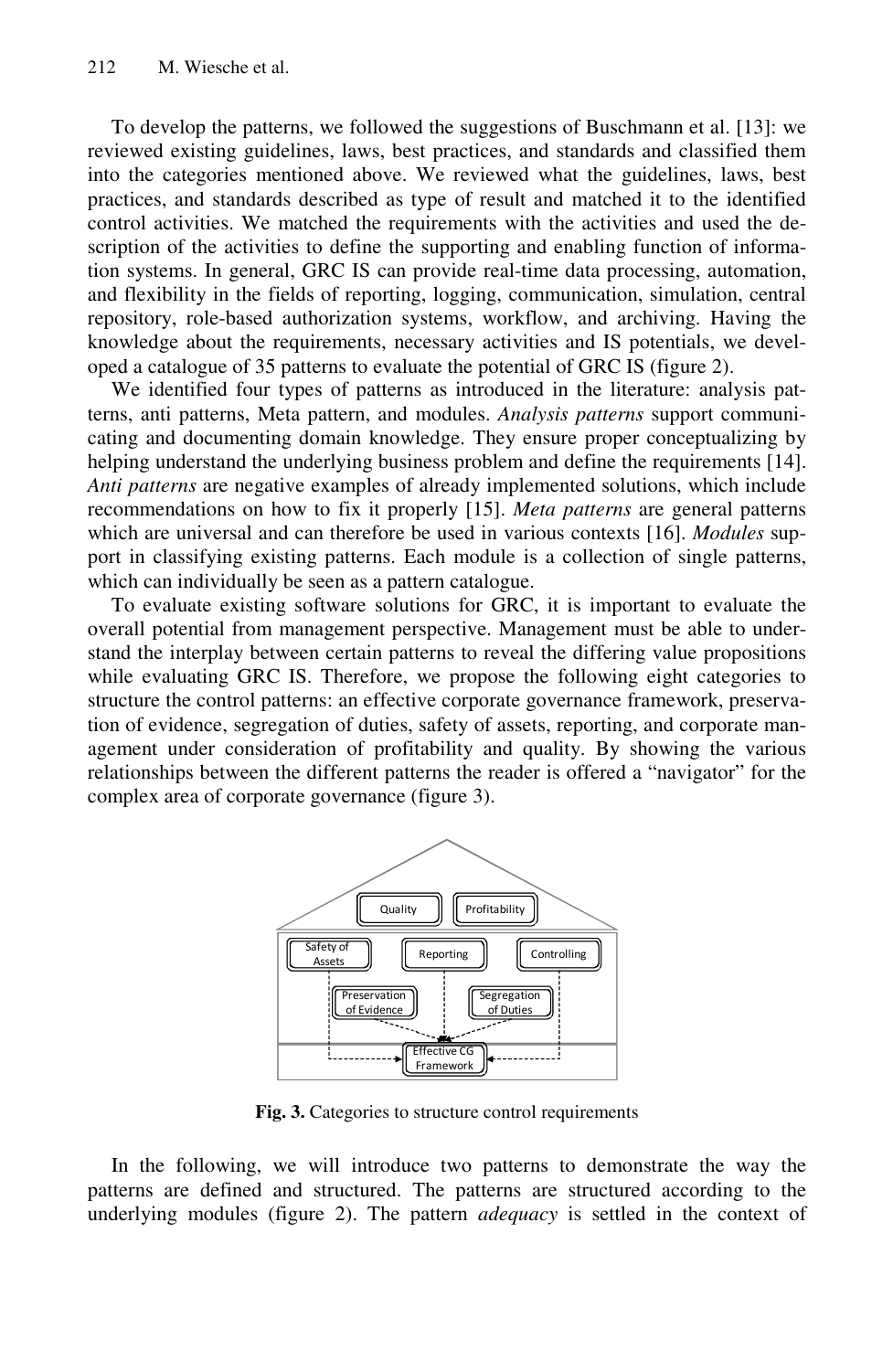To develop the patterns, we followed the suggestions of Buschmann et al. [13]: we reviewed existing guidelines, laws, best practices, and standards and classified them into the categories mentioned above. We reviewed what the guidelines, laws, best practices, and standards described as type of result and matched it to the identified control activities. We matched the requirements with the activities and used the description of the activities to define the supporting and enabling function of information systems. In general, GRC IS can provide real-time data processing, automation, and flexibility in the fields of reporting, logging, communication, simulation, central repository, role-based authorization systems, workflow, and archiving. Having the knowledge about the requirements, necessary activities and IS potentials, we developed a catalogue of 35 patterns to evaluate the potential of GRC IS (figure 2).

We identified four types of patterns as introduced in the literature: analysis patterns, anti patterns, Meta pattern, and modules. *Analysis patterns* support communicating and documenting domain knowledge. They ensure proper conceptualizing by helping understand the underlying business problem and define the requirements [14]. *Anti patterns* are negative examples of already implemented solutions, which include recommendations on how to fix it properly [15]. *Meta patterns* are general patterns which are universal and can therefore be used in various contexts [16]. *Modules* support in classifying existing patterns. Each module is a collection of single patterns, which can individually be seen as a pattern catalogue.

To evaluate existing software solutions for GRC, it is important to evaluate the overall potential from management perspective. Management must be able to understand the interplay between certain patterns to reveal the differing value propositions while evaluating GRC IS. Therefore, we propose the following eight categories to structure the control patterns: an effective corporate governance framework, preservation of evidence, segregation of duties, safety of assets, reporting, and corporate management under consideration of profitability and quality. By showing the various relationships between the different patterns the reader is offered a "navigator" for the complex area of corporate governance (figure 3).

**Fig. 3.** Categories to structure control requirements

In the following, we will introduce two patterns to demonstrate the way the patterns are defined and structured. The patterns are structured according to the underlying modules (figure 2). The pattern *adequacy* is settled in the context of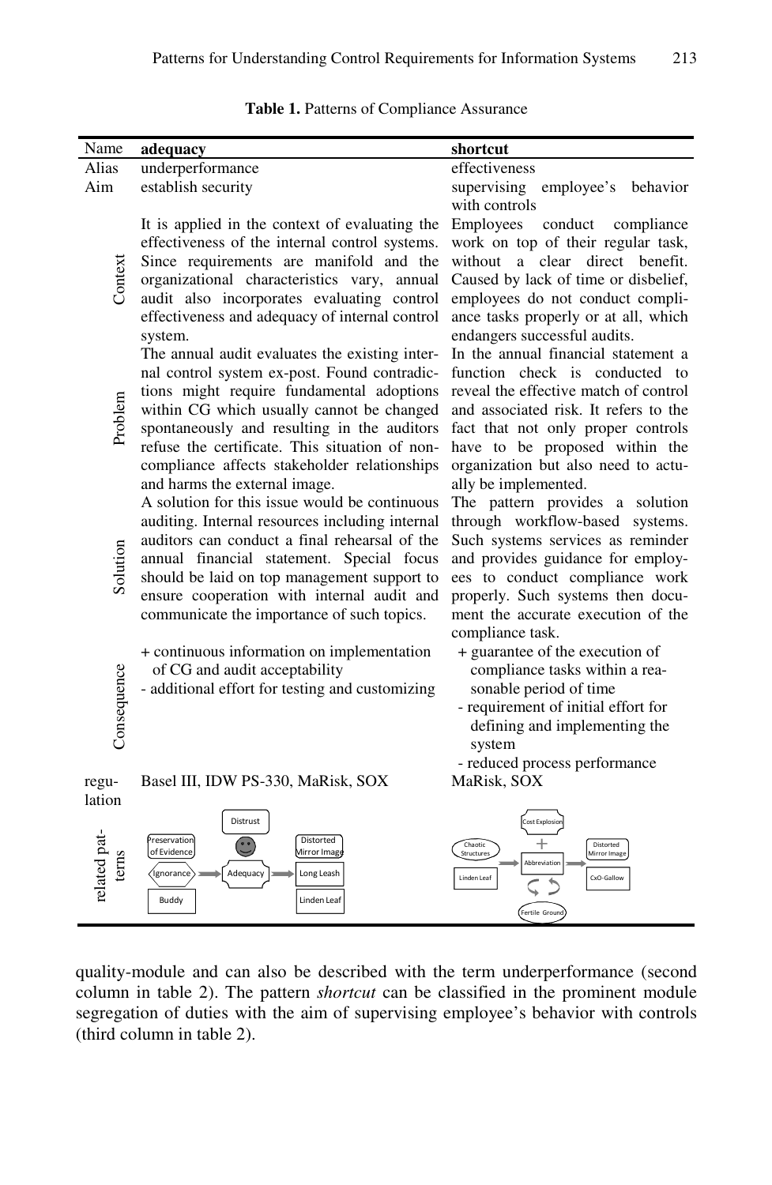**Table 1.** Patterns of Compliance Assurance

| Name | **adequacy** | **shortcut** |
|---|---|---|
| Alias | underperformance | effectiveness |
| Aim | establish security | supervising employee's behavior with controls |
| Context | It is applied in the context of evaluating the effectiveness of the internal control systems. Since requirements are manifold and the organizational characteristics vary, annual audit also incorporates evaluating control effectiveness and adequacy of internal control system. | Employees conduct compliance work on top of their regular task, without a clear direct benefit. Caused by lack of time or disbelief, employees do not conduct compliance tasks properly or at all, which endangers successful audits. |
| Problem | The annual audit evaluates the existing internal control system ex-post. Found contradictions might require fundamental adoptions within CG which usually cannot be changed spontaneously and resulting in the auditors refuse the certificate. This situation of non-compliance affects stakeholder relationships and harms the external image. | In the annual financial statement a function check is conducted to reveal the effective match of control and associated risk. It refers to the fact that not only proper controls have to be proposed within the organization but also need to actually be implemented. |
| Solution | A solution for this issue would be continuous auditing. Internal resources including internal auditors can conduct a final rehearsal of the annual financial statement. Special focus should be laid on top management support to ensure cooperation with internal audit and communicate the importance of such topics. | The pattern provides a solution through workflow-based systems. Such systems services as reminder and provides guidance for employees to conduct compliance work properly. Such systems then document the accurate execution of the compliance task. |
| Consequence | + continuous information on implementation of CG and audit acceptability<br>- additional effort for testing and customizing | + guarantee of the execution of compliance tasks within a reasonable period of time<br>- requirement of initial effort for defining and implementing the system<br>- reduced process performance |
| regulation | Basel III, IDW PS-330, MaRisk, SOX | MaRisk, SOX |
| related patterns | Distrust, Preservation of Evidence, Distorted Mirror Image, Ignorance, Adequacy, Long Leash, Buddy, Linden Leaf | Cost Explosion, Chaotic Structures, Abbreviation, Distorted Mirror Image, Linden Leaf, CxO-Gallow, Fertile Ground |

quality-module and can also be described with the term underperformance (second column in table 2). The pattern *shortcut* can be classified in the prominent module segregation of duties with the aim of supervising employee's behavior with controls (third column in table 2).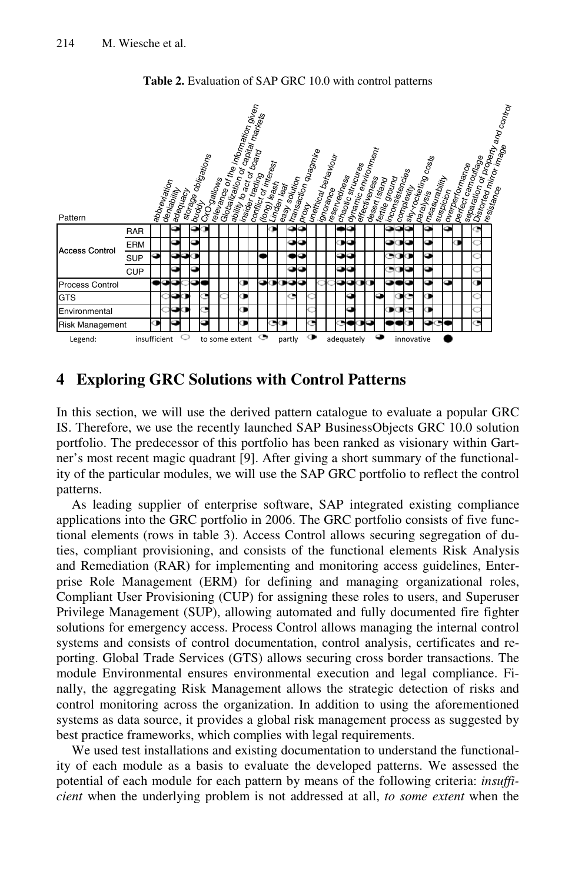**Table 2.** Evaluation of SAP GRC 10.0 with control patterns

| Pattern | | abbreviation | deniability | adequacy | storage obligations | buddy | CxO-gallows | relevance of the information given | Globalization of capital markets | ability to act of board | insider trading | conflict of interest | (long) leash | Linden leaf | easy solution | transaction quagmire | proxy | unethical behaviour | ignorance | reservedness | chaotic strucures | dynamic environment | effectiveness | desert island | fertile ground | inconsistencies | complexity | sky-rocketing costs | paralysis | measurability | suspicion | overperformance | perfect camouflage | separation of property and control | Distorted mirror image | resistance |
|---|---|---|---|---|---|---|---|---|---|---|---|---|---|---|---|---|---|---|---|---|---|---|---|---|---|---|---|---|---|---|---|---|---|---|---|---|
| Access Control | RAR | | | ◕ | | ◕ | ◑ | | | | | | | ◑ | | ◕ | ◕ | | | | ● | ◕ | | | | ◕ | ◕ | ◕ | | ◕ | | ◕ | | | ◔ | |
| | ERM | | | ◕ | | ◕ | | | | | | | | | | ◕ | ◕ | | | | ◑ | ◕ | | | | ◕ | ◑ | ◕ | | ◕ | | | ◑ | | ○ | |
| | SUP | ◕ | | ◕ | ◕ | ◑ | | | | | | | ● | | | ● | ◕ | | | | ◕ | ◕ | | | | ◔ | ◑ | ◕ | | ◕ | | | | | ○ | |
| | CUP | | | ◕ | | ◕ | | | | | | | | | | ◕ | ◕ | | | | ◕ | ◕ | | | | ◔ | ◑ | ◕ | | ◕ | | | | | ○ | |
| Process Control | | ● | ◕ | ◕ | ○ | ◕ | ● | | | | ◑ | | ◕ | ◑ | ◑ | ◕ | ◕ | | ○ | ○ | ◕ | ◕ | ◑ | ◑ | | ◕ | ● | ◕ | | ◕ | | ◕ | | | ◑ | |
| GTS | | | ○ | ◕ | ◑ | | ◔ | | ○ | | ◑ | | | | | ◔ | | ○ | | | | ◕ | | | ◕ | | ◑ | ◔ | | ◑ | | | | | ○ | |
| Environmental | | | ○ | ◕ | ◑ | | ◔ | | | | ◑ | | | | | | | ○ | | | | ◕ | | | | ◑ | ◑ | ◔ | | ◑ | | | | | ○ | |
| Risk Management | | ◑ | | ◕ | | | ◕ | | | | ◑ | | | ◔ | ◑ | | | ◔ | | | ◔ | ● | ◑ | ◕ | | ● | ● | ◑ | | ◕ | ◔ | ● | | | ◔ | |

Legend: insufficient ○ to some extent ◔ partly ◑ adequately ◕ innovative ●

## 4 Exploring GRC Solutions with Control Patterns

In this section, we will use the derived pattern catalogue to evaluate a popular GRC IS. Therefore, we use the recently launched SAP BusinessObjects GRC 10.0 solution portfolio. The predecessor of this portfolio has been ranked as visionary within Gartner's most recent magic quadrant [9]. After giving a short summary of the functionality of the particular modules, we will use the SAP GRC portfolio to reflect the control patterns.

As leading supplier of enterprise software, SAP integrated existing compliance applications into the GRC portfolio in 2006. The GRC portfolio consists of five functional elements (rows in table 3). Access Control allows securing segregation of duties, compliant provisioning, and consists of the functional elements Risk Analysis and Remediation (RAR) for implementing and monitoring access guidelines, Enterprise Role Management (ERM) for defining and managing organizational roles, Compliant User Provisioning (CUP) for assigning these roles to users, and Superuser Privilege Management (SUP), allowing automated and fully documented fire fighter solutions for emergency access. Process Control allows managing the internal control systems and consists of control documentation, control analysis, certificates and reporting. Global Trade Services (GTS) allows securing cross border transactions. The module Environmental ensures environmental execution and legal compliance. Finally, the aggregating Risk Management allows the strategic detection of risks and control monitoring across the organization. In addition to using the aforementioned systems as data source, it provides a global risk management process as suggested by best practice frameworks, which complies with legal requirements.

We used test installations and existing documentation to understand the functionality of each module as a basis to evaluate the developed patterns. We assessed the potential of each module for each pattern by means of the following criteria: *insufficient* when the underlying problem is not addressed at all, *to some extent* when the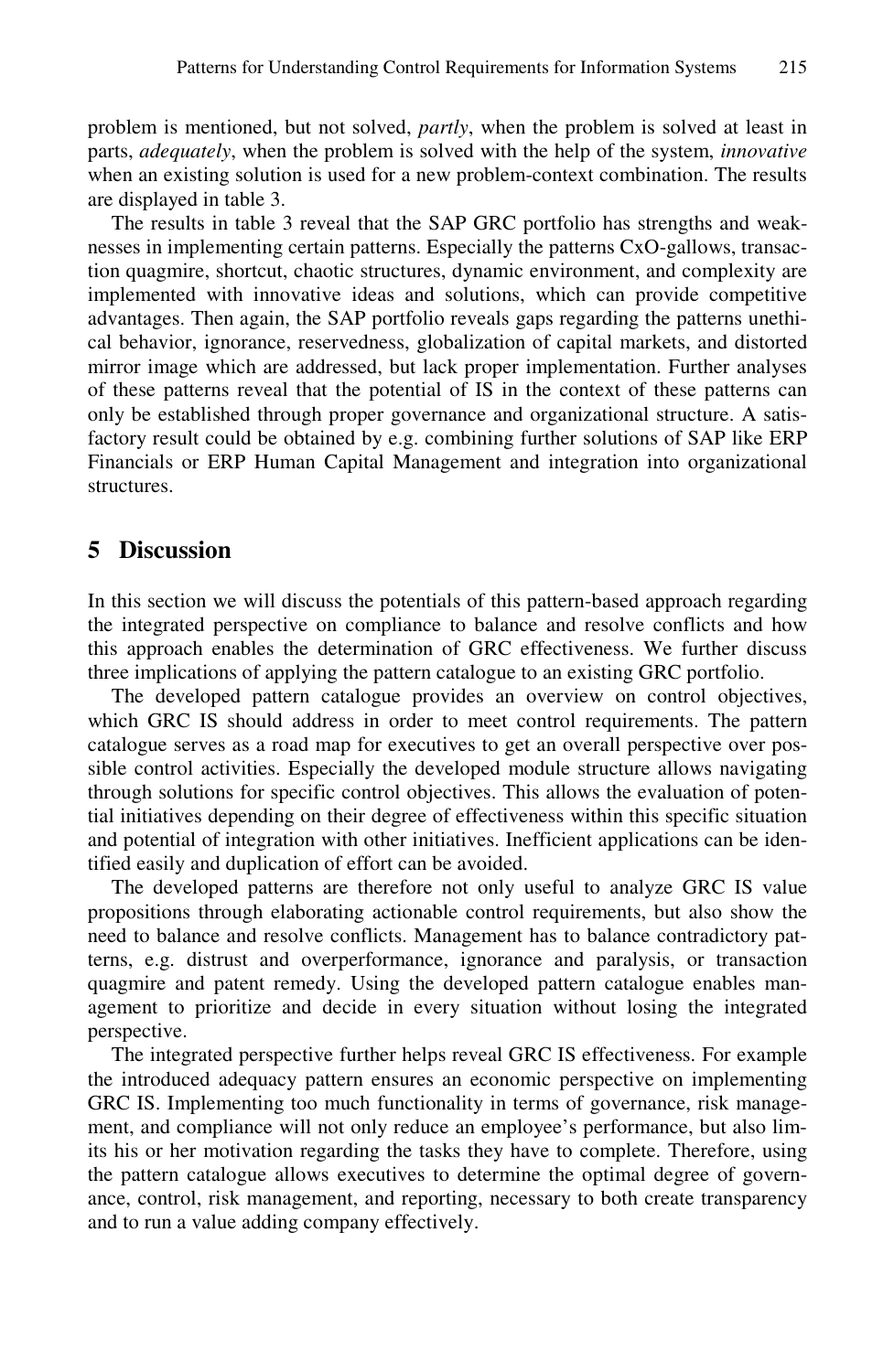problem is mentioned, but not solved, *partly*, when the problem is solved at least in parts, *adequately*, when the problem is solved with the help of the system, *innovative* when an existing solution is used for a new problem-context combination. The results are displayed in table 3.

The results in table 3 reveal that the SAP GRC portfolio has strengths and weaknesses in implementing certain patterns. Especially the patterns CxO-gallows, transaction quagmire, shortcut, chaotic structures, dynamic environment, and complexity are implemented with innovative ideas and solutions, which can provide competitive advantages. Then again, the SAP portfolio reveals gaps regarding the patterns unethical behavior, ignorance, reservedness, globalization of capital markets, and distorted mirror image which are addressed, but lack proper implementation. Further analyses of these patterns reveal that the potential of IS in the context of these patterns can only be established through proper governance and organizational structure. A satisfactory result could be obtained by e.g. combining further solutions of SAP like ERP Financials or ERP Human Capital Management and integration into organizational structures.

## 5 Discussion

In this section we will discuss the potentials of this pattern-based approach regarding the integrated perspective on compliance to balance and resolve conflicts and how this approach enables the determination of GRC effectiveness. We further discuss three implications of applying the pattern catalogue to an existing GRC portfolio.

The developed pattern catalogue provides an overview on control objectives, which GRC IS should address in order to meet control requirements. The pattern catalogue serves as a road map for executives to get an overall perspective over possible control activities. Especially the developed module structure allows navigating through solutions for specific control objectives. This allows the evaluation of potential initiatives depending on their degree of effectiveness within this specific situation and potential of integration with other initiatives. Inefficient applications can be identified easily and duplication of effort can be avoided.

The developed patterns are therefore not only useful to analyze GRC IS value propositions through elaborating actionable control requirements, but also show the need to balance and resolve conflicts. Management has to balance contradictory patterns, e.g. distrust and overperformance, ignorance and paralysis, or transaction quagmire and patent remedy. Using the developed pattern catalogue enables management to prioritize and decide in every situation without losing the integrated perspective.

The integrated perspective further helps reveal GRC IS effectiveness. For example the introduced adequacy pattern ensures an economic perspective on implementing GRC IS. Implementing too much functionality in terms of governance, risk management, and compliance will not only reduce an employee's performance, but also limits his or her motivation regarding the tasks they have to complete. Therefore, using the pattern catalogue allows executives to determine the optimal degree of governance, control, risk management, and reporting, necessary to both create transparency and to run a value adding company effectively.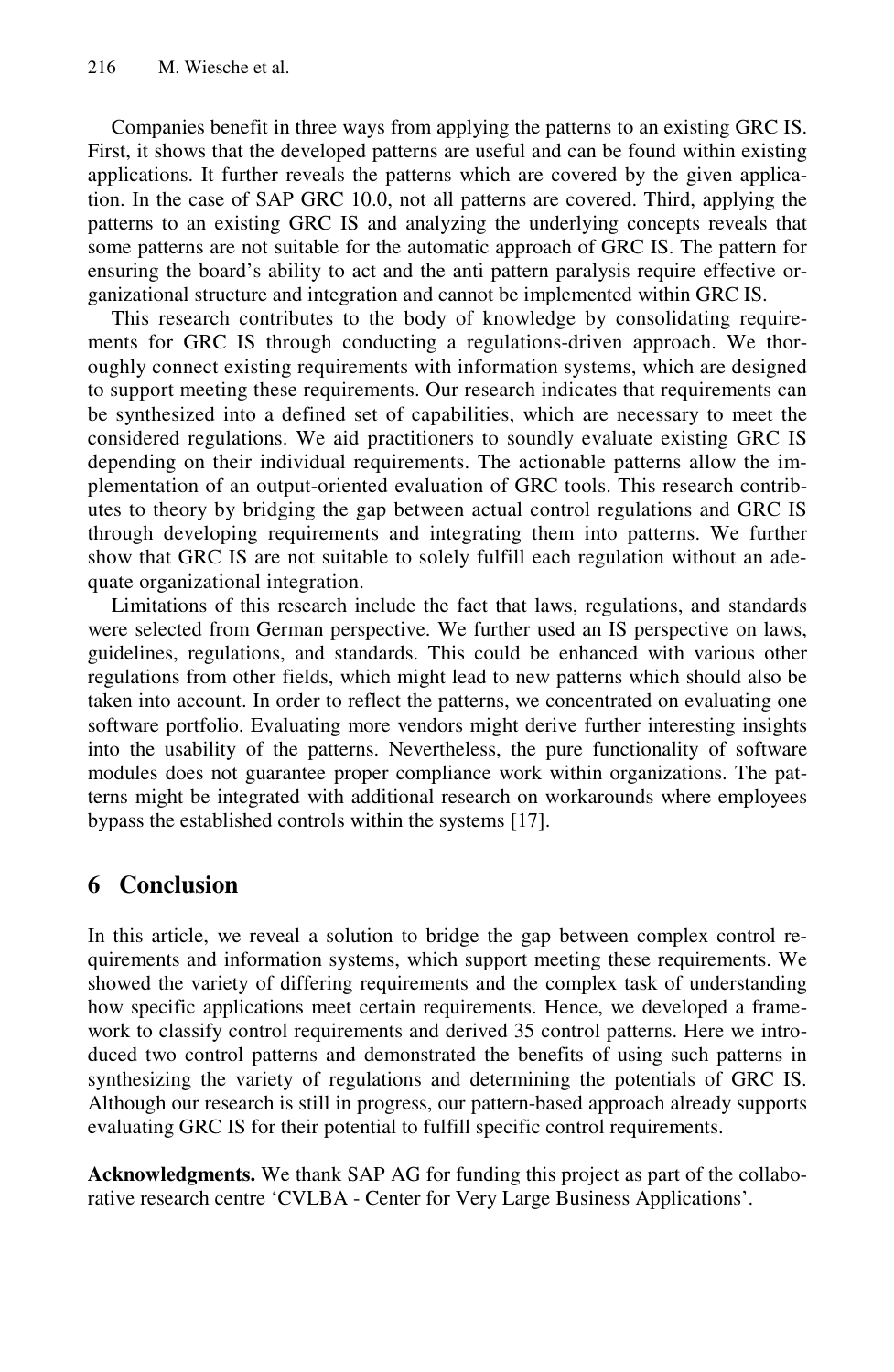Companies benefit in three ways from applying the patterns to an existing GRC IS. First, it shows that the developed patterns are useful and can be found within existing applications. It further reveals the patterns which are covered by the given application. In the case of SAP GRC 10.0, not all patterns are covered. Third, applying the patterns to an existing GRC IS and analyzing the underlying concepts reveals that some patterns are not suitable for the automatic approach of GRC IS. The pattern for ensuring the board's ability to act and the anti pattern paralysis require effective organizational structure and integration and cannot be implemented within GRC IS.

This research contributes to the body of knowledge by consolidating requirements for GRC IS through conducting a regulations-driven approach. We thoroughly connect existing requirements with information systems, which are designed to support meeting these requirements. Our research indicates that requirements can be synthesized into a defined set of capabilities, which are necessary to meet the considered regulations. We aid practitioners to soundly evaluate existing GRC IS depending on their individual requirements. The actionable patterns allow the implementation of an output-oriented evaluation of GRC tools. This research contributes to theory by bridging the gap between actual control regulations and GRC IS through developing requirements and integrating them into patterns. We further show that GRC IS are not suitable to solely fulfill each regulation without an adequate organizational integration.

Limitations of this research include the fact that laws, regulations, and standards were selected from German perspective. We further used an IS perspective on laws, guidelines, regulations, and standards. This could be enhanced with various other regulations from other fields, which might lead to new patterns which should also be taken into account. In order to reflect the patterns, we concentrated on evaluating one software portfolio. Evaluating more vendors might derive further interesting insights into the usability of the patterns. Nevertheless, the pure functionality of software modules does not guarantee proper compliance work within organizations. The patterns might be integrated with additional research on workarounds where employees bypass the established controls within the systems [17].

## 6 Conclusion

In this article, we reveal a solution to bridge the gap between complex control requirements and information systems, which support meeting these requirements. We showed the variety of differing requirements and the complex task of understanding how specific applications meet certain requirements. Hence, we developed a framework to classify control requirements and derived 35 control patterns. Here we introduced two control patterns and demonstrated the benefits of using such patterns in synthesizing the variety of regulations and determining the potentials of GRC IS. Although our research is still in progress, our pattern-based approach already supports evaluating GRC IS for their potential to fulfill specific control requirements.

**Acknowledgments.** We thank SAP AG for funding this project as part of the collaborative research centre 'CVLBA - Center for Very Large Business Applications'.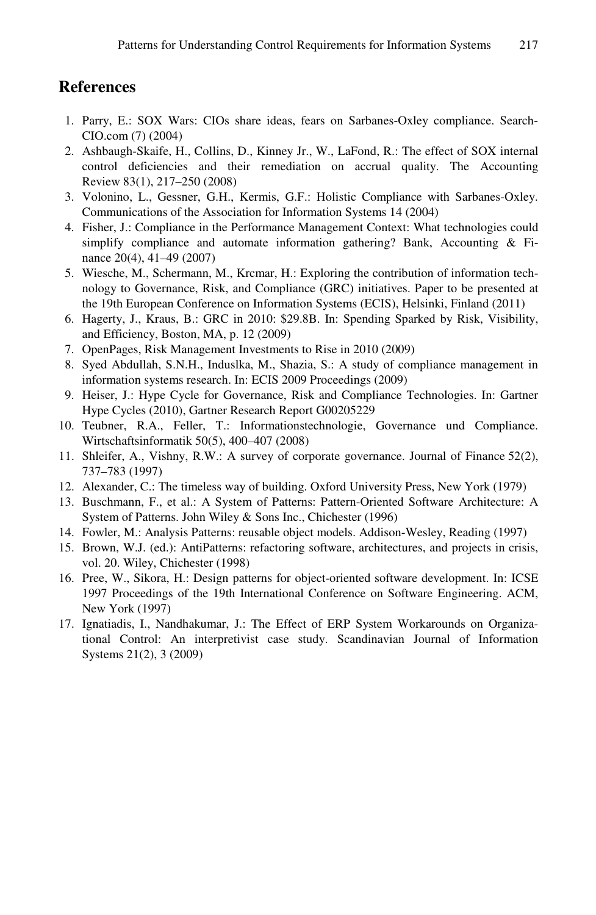## References

1. Parry, E.: SOX Wars: CIOs share ideas, fears on Sarbanes-Oxley compliance. SearchCIO.com (7) (2004)
2. Ashbaugh-Skaife, H., Collins, D., Kinney Jr., W., LaFond, R.: The effect of SOX internal control deficiencies and their remediation on accrual quality. The Accounting Review 83(1), 217–250 (2008)
3. Volonino, L., Gessner, G.H., Kermis, G.F.: Holistic Compliance with Sarbanes-Oxley. Communications of the Association for Information Systems 14 (2004)
4. Fisher, J.: Compliance in the Performance Management Context: What technologies could simplify compliance and automate information gathering? Bank, Accounting & Finance 20(4), 41–49 (2007)
5. Wiesche, M., Schermann, M., Krcmar, H.: Exploring the contribution of information technology to Governance, Risk, and Compliance (GRC) initiatives. Paper to be presented at the 19th European Conference on Information Systems (ECIS), Helsinki, Finland (2011)
6. Hagerty, J., Kraus, B.: GRC in 2010: $29.8B. In: Spending Sparked by Risk, Visibility, and Efficiency, Boston, MA, p. 12 (2009)
7. OpenPages, Risk Management Investments to Rise in 2010 (2009)
8. Syed Abdullah, S.N.H., Induslka, M., Shazia, S.: A study of compliance management in information systems research. In: ECIS 2009 Proceedings (2009)
9. Heiser, J.: Hype Cycle for Governance, Risk and Compliance Technologies. In: Gartner Hype Cycles (2010), Gartner Research Report G00205229
10. Teubner, R.A., Feller, T.: Informationstechnologie, Governance und Compliance. Wirtschaftsinformatik 50(5), 400–407 (2008)
11. Shleifer, A., Vishny, R.W.: A survey of corporate governance. Journal of Finance 52(2), 737–783 (1997)
12. Alexander, C.: The timeless way of building. Oxford University Press, New York (1979)
13. Buschmann, F., et al.: A System of Patterns: Pattern-Oriented Software Architecture: A System of Patterns. John Wiley & Sons Inc., Chichester (1996)
14. Fowler, M.: Analysis Patterns: reusable object models. Addison-Wesley, Reading (1997)
15. Brown, W.J. (ed.): AntiPatterns: refactoring software, architectures, and projects in crisis, vol. 20. Wiley, Chichester (1998)
16. Pree, W., Sikora, H.: Design patterns for object-oriented software development. In: ICSE 1997 Proceedings of the 19th International Conference on Software Engineering. ACM, New York (1997)
17. Ignatiadis, I., Nandhakumar, J.: The Effect of ERP System Workarounds on Organizational Control: An interpretivist case study. Scandinavian Journal of Information Systems 21(2), 3 (2009)